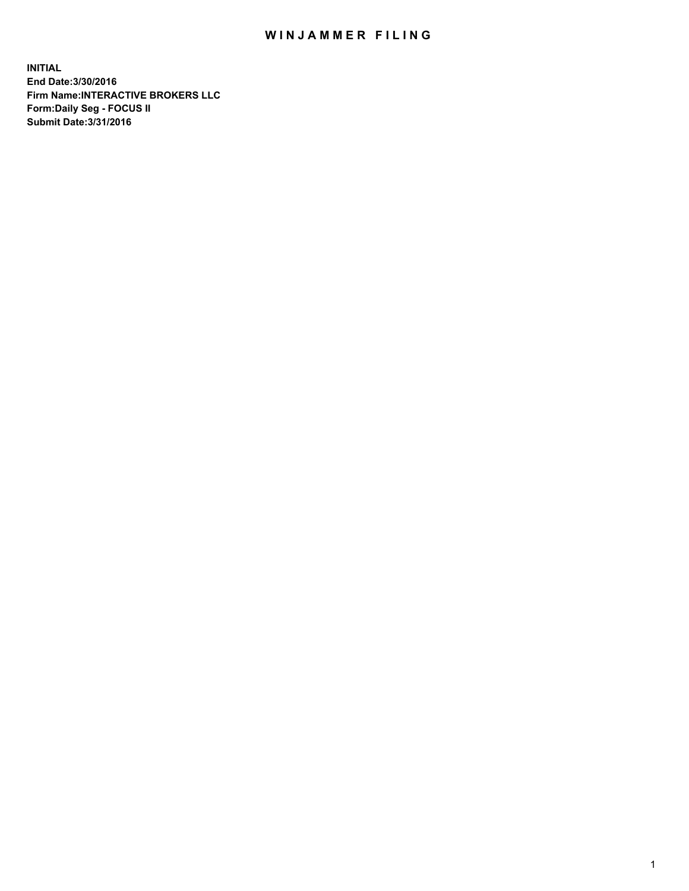# WINJAMMER FILING

**INITIAL**
**End Date:3/30/2016**
**Firm Name:INTERACTIVE BROKERS LLC**
**Form:Daily Seg - FOCUS II**
**Submit Date:3/31/2016**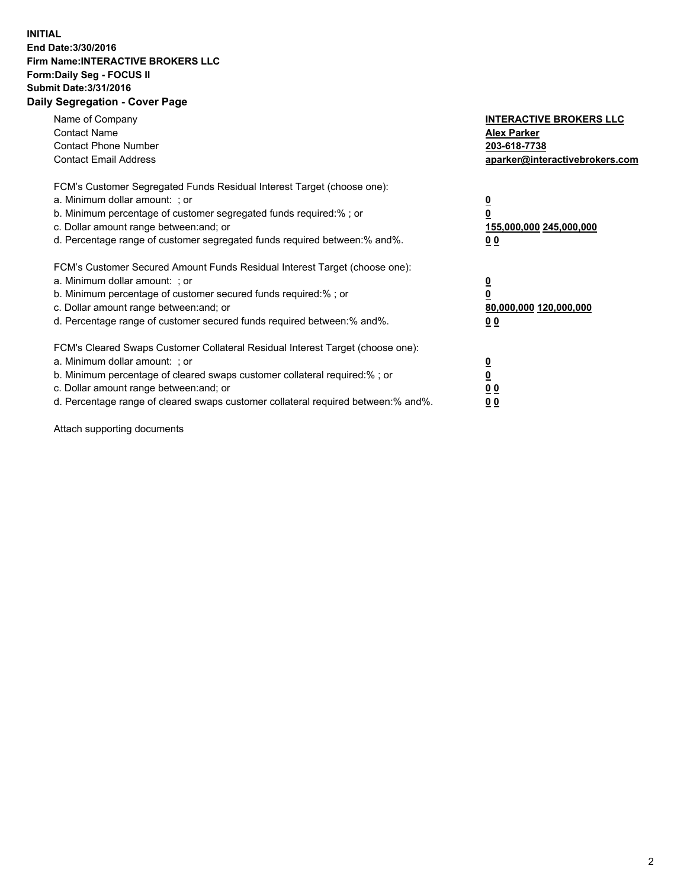**INITIAL**
**End Date:3/30/2016**
**Firm Name:INTERACTIVE BROKERS LLC**
**Form:Daily Seg - FOCUS II**
**Submit Date:3/31/2016**
**Daily Segregation - Cover Page**

| | |
|---|---|
| Name of Company | **INTERACTIVE BROKERS LLC** |
| Contact Name | **Alex Parker** |
| Contact Phone Number | **203-618-7738** |
| Contact Email Address | **aparker@interactivebrokers.com** |

FCM's Customer Segregated Funds Residual Interest Target (choose one):

| | |
|---|---|
| a. Minimum dollar amount: ; or | **0** |
| b. Minimum percentage of customer segregated funds required:% ; or | **0** |
| c. Dollar amount range between:and; or | **155,000,000 245,000,000** |
| d. Percentage range of customer segregated funds required between:% and%. | **0 0** |

FCM's Customer Secured Amount Funds Residual Interest Target (choose one):

| | |
|---|---|
| a. Minimum dollar amount: ; or | **0** |
| b. Minimum percentage of customer secured funds required:% ; or | **0** |
| c. Dollar amount range between:and; or | **80,000,000 120,000,000** |
| d. Percentage range of customer secured funds required between:% and%. | **0 0** |

FCM's Cleared Swaps Customer Collateral Residual Interest Target (choose one):

| | |
|---|---|
| a. Minimum dollar amount: ; or | **0** |
| b. Minimum percentage of cleared swaps customer collateral required:% ; or | **0** |
| c. Dollar amount range between:and; or | **0 0** |
| d. Percentage range of cleared swaps customer collateral required between:% and%. | **0 0** |

Attach supporting documents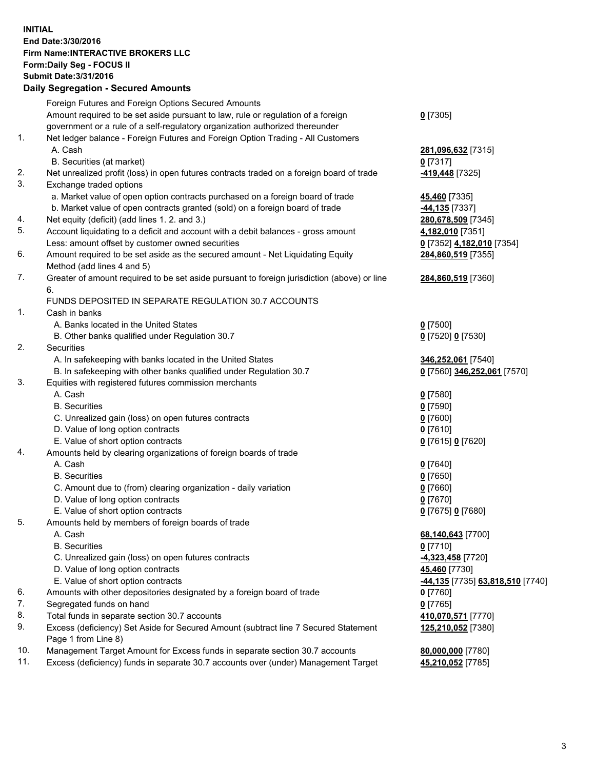**INITIAL**
**End Date:3/30/2016**
**Firm Name:INTERACTIVE BROKERS LLC**
**Form:Daily Seg - FOCUS II**
**Submit Date:3/31/2016**

## Daily Segregation - Secured Amounts

| | | |
|---|---|---|
| | Foreign Futures and Foreign Options Secured Amounts | |
| | Amount required to be set aside pursuant to law, rule or regulation of a foreign government or a rule of a self-regulatory organization authorized thereunder | **0** [7305] |
| 1. | Net ledger balance - Foreign Futures and Foreign Option Trading - All Customers | |
| | A. Cash | **281,096,632** [7315] |
| | B. Securities (at market) | **0** [7317] |
| 2. | Net unrealized profit (loss) in open futures contracts traded on a foreign board of trade | **-419,448** [7325] |
| 3. | Exchange traded options | |
| | a. Market value of open option contracts purchased on a foreign board of trade | **45,460** [7335] |
| | b. Market value of open contracts granted (sold) on a foreign board of trade | **-44,135** [7337] |
| 4. | Net equity (deficit) (add lines 1. 2. and 3.) | **280,678,509** [7345] |
| 5. | Account liquidating to a deficit and account with a debit balances - gross amount | **4,182,010** [7351] |
| | Less: amount offset by customer owned securities | **0** [7352] **4,182,010** [7354] |
| 6. | Amount required to be set aside as the secured amount - Net Liquidating Equity Method (add lines 4 and 5) | **284,860,519** [7355] |
| 7. | Greater of amount required to be set aside pursuant to foreign jurisdiction (above) or line 6. | **284,860,519** [7360] |
| | FUNDS DEPOSITED IN SEPARATE REGULATION 30.7 ACCOUNTS | |
| 1. | Cash in banks | |
| | A. Banks located in the United States | **0** [7500] |
| | B. Other banks qualified under Regulation 30.7 | **0** [7520] **0** [7530] |
| 2. | Securities | |
| | A. In safekeeping with banks located in the United States | **346,252,061** [7540] |
| | B. In safekeeping with other banks qualified under Regulation 30.7 | **0** [7560] **346,252,061** [7570] |
| 3. | Equities with registered futures commission merchants | |
| | A. Cash | **0** [7580] |
| | B. Securities | **0** [7590] |
| | C. Unrealized gain (loss) on open futures contracts | **0** [7600] |
| | D. Value of long option contracts | **0** [7610] |
| | E. Value of short option contracts | **0** [7615] **0** [7620] |
| 4. | Amounts held by clearing organizations of foreign boards of trade | |
| | A. Cash | **0** [7640] |
| | B. Securities | **0** [7650] |
| | C. Amount due to (from) clearing organization - daily variation | **0** [7660] |
| | D. Value of long option contracts | **0** [7670] |
| | E. Value of short option contracts | **0** [7675] **0** [7680] |
| 5. | Amounts held by members of foreign boards of trade | |
| | A. Cash | **68,140,643** [7700] |
| | B. Securities | **0** [7710] |
| | C. Unrealized gain (loss) on open futures contracts | **-4,323,458** [7720] |
| | D. Value of long option contracts | **45,460** [7730] |
| | E. Value of short option contracts | **-44,135** [7735] **63,818,510** [7740] |
| 6. | Amounts with other depositories designated by a foreign board of trade | **0** [7760] |
| 7. | Segregated funds on hand | **0** [7765] |
| 8. | Total funds in separate section 30.7 accounts | **410,070,571** [7770] |
| 9. | Excess (deficiency) Set Aside for Secured Amount (subtract line 7 Secured Statement Page 1 from Line 8) | **125,210,052** [7380] |
| 10. | Management Target Amount for Excess funds in separate section 30.7 accounts | **80,000,000** [7780] |
| 11. | Excess (deficiency) funds in separate 30.7 accounts over (under) Management Target | **45,210,052** [7785] |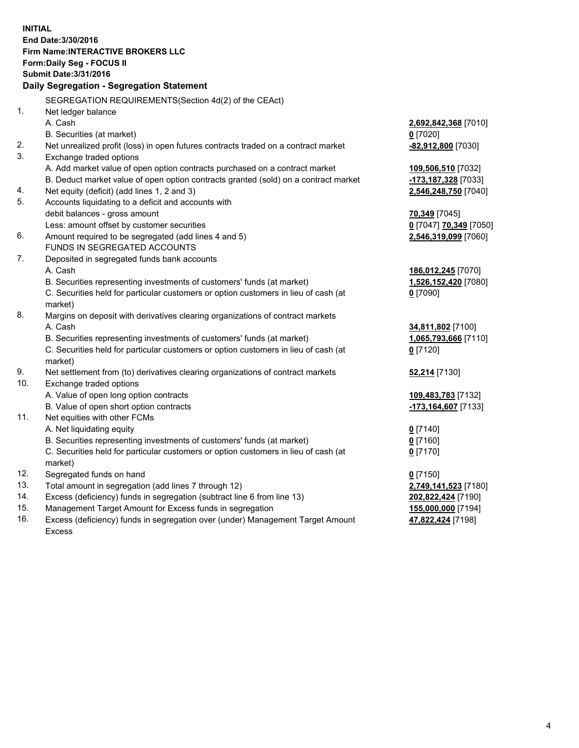**INITIAL**
**End Date:3/30/2016**
**Firm Name:INTERACTIVE BROKERS LLC**
**Form:Daily Seg - FOCUS II**
**Submit Date:3/31/2016**

**Daily Segregation - Segregation Statement**

| | | |
|---|---|---|
| | SEGREGATION REQUIREMENTS(Section 4d(2) of the CEAct) | |
| 1. | Net ledger balance | |
| | A. Cash | **2,692,842,368** [7010] |
| | B. Securities (at market) | **0** [7020] |
| 2. | Net unrealized profit (loss) in open futures contracts traded on a contract market | **-82,912,800** [7030] |
| 3. | Exchange traded options | |
| | A. Add market value of open option contracts purchased on a contract market | **109,506,510** [7032] |
| | B. Deduct market value of open option contracts granted (sold) on a contract market | **-173,187,328** [7033] |
| 4. | Net equity (deficit) (add lines 1, 2 and 3) | **2,546,248,750** [7040] |
| 5. | Accounts liquidating to a deficit and accounts with debit balances - gross amount | **70,349** [7045] |
| | Less: amount offset by customer securities | **0** [7047] **70,349** [7050] |
| 6. | Amount required to be segregated (add lines 4 and 5) | **2,546,319,099** [7060] |
| | FUNDS IN SEGREGATED ACCOUNTS | |
| 7. | Deposited in segregated funds bank accounts | |
| | A. Cash | **186,012,245** [7070] |
| | B. Securities representing investments of customers' funds (at market) | **1,526,152,420** [7080] |
| | C. Securities held for particular customers or option customers in lieu of cash (at market) | **0** [7090] |
| 8. | Margins on deposit with derivatives clearing organizations of contract markets | |
| | A. Cash | **34,811,802** [7100] |
| | B. Securities representing investments of customers' funds (at market) | **1,065,793,666** [7110] |
| | C. Securities held for particular customers or option customers in lieu of cash (at market) | **0** [7120] |
| 9. | Net settlement from (to) derivatives clearing organizations of contract markets | **52,214** [7130] |
| 10. | Exchange traded options | |
| | A. Value of open long option contracts | **109,483,783** [7132] |
| | B. Value of open short option contracts | **-173,164,607** [7133] |
| 11. | Net equities with other FCMs | |
| | A. Net liquidating equity | **0** [7140] |
| | B. Securities representing investments of customers' funds (at market) | **0** [7160] |
| | C. Securities held for particular customers or option customers in lieu of cash (at market) | **0** [7170] |
| 12. | Segregated funds on hand | **0** [7150] |
| 13. | Total amount in segregation (add lines 7 through 12) | **2,749,141,523** [7180] |
| 14. | Excess (deficiency) funds in segregation (subtract line 6 from line 13) | **202,822,424** [7190] |
| 15. | Management Target Amount for Excess funds in segregation | **155,000,000** [7194] |
| 16. | Excess (deficiency) funds in segregation over (under) Management Target Amount Excess | **47,822,424** [7198] |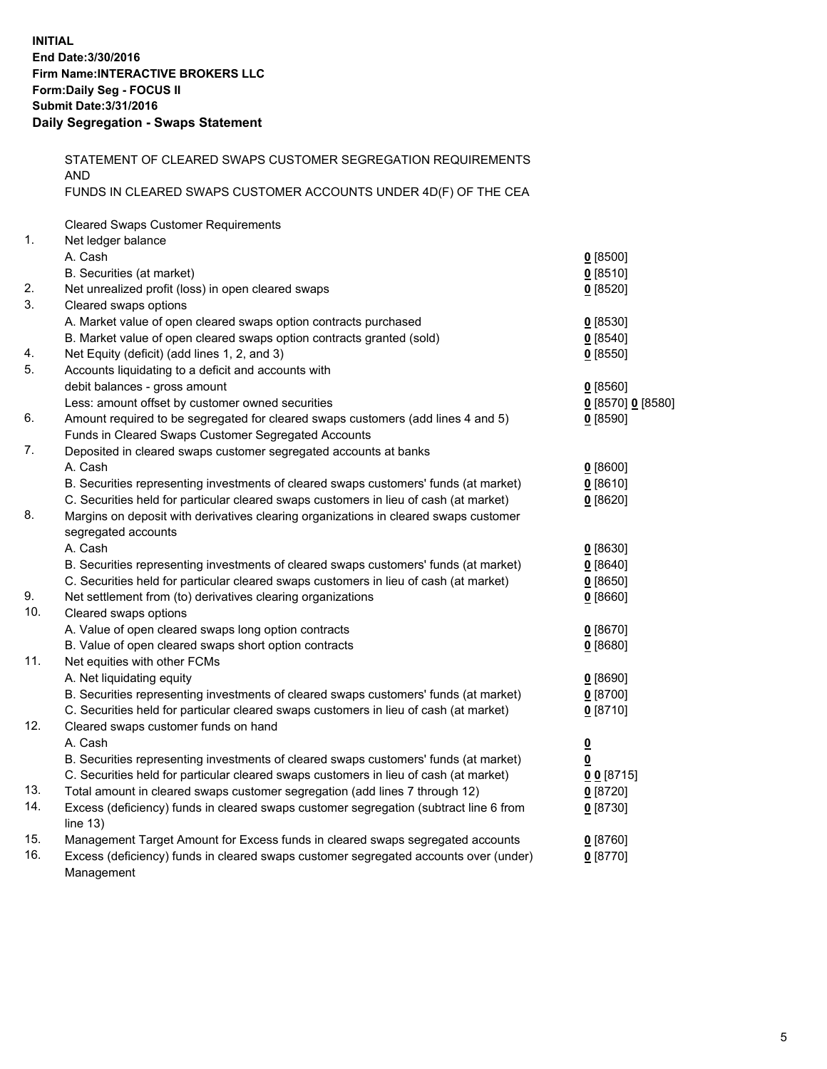**INITIAL**
**End Date:3/30/2016**
**Firm Name:INTERACTIVE BROKERS LLC**
**Form:Daily Seg - FOCUS II**
**Submit Date:3/31/2016**
**Daily Segregation - Swaps Statement**

STATEMENT OF CLEARED SWAPS CUSTOMER SEGREGATION REQUIREMENTS AND FUNDS IN CLEARED SWAPS CUSTOMER ACCOUNTS UNDER 4D(F) OF THE CEA

| | | |
|---|---|---|
| | Cleared Swaps Customer Requirements | |
| 1. | Net ledger balance | |
| | A. Cash | 0 [8500] |
| | B. Securities (at market) | 0 [8510] |
| 2. | Net unrealized profit (loss) in open cleared swaps | 0 [8520] |
| 3. | Cleared swaps options | |
| | A. Market value of open cleared swaps option contracts purchased | 0 [8530] |
| | B. Market value of open cleared swaps option contracts granted (sold) | 0 [8540] |
| 4. | Net Equity (deficit) (add lines 1, 2, and 3) | 0 [8550] |
| 5. | Accounts liquidating to a deficit and accounts with debit balances - gross amount | 0 [8560] |
| | Less: amount offset by customer owned securities | 0 [8570] 0 [8580] |
| 6. | Amount required to be segregated for cleared swaps customers (add lines 4 and 5) | 0 [8590] |
| | Funds in Cleared Swaps Customer Segregated Accounts | |
| 7. | Deposited in cleared swaps customer segregated accounts at banks | |
| | A. Cash | 0 [8600] |
| | B. Securities representing investments of cleared swaps customers' funds (at market) | 0 [8610] |
| | C. Securities held for particular cleared swaps customers in lieu of cash (at market) | 0 [8620] |
| 8. | Margins on deposit with derivatives clearing organizations in cleared swaps customer segregated accounts | |
| | A. Cash | 0 [8630] |
| | B. Securities representing investments of cleared swaps customers' funds (at market) | 0 [8640] |
| | C. Securities held for particular cleared swaps customers in lieu of cash (at market) | 0 [8650] |
| 9. | Net settlement from (to) derivatives clearing organizations | 0 [8660] |
| 10. | Cleared swaps options | |
| | A. Value of open cleared swaps long option contracts | 0 [8670] |
| | B. Value of open cleared swaps short option contracts | 0 [8680] |
| 11. | Net equities with other FCMs | |
| | A. Net liquidating equity | 0 [8690] |
| | B. Securities representing investments of cleared swaps customers' funds (at market) | 0 [8700] |
| | C. Securities held for particular cleared swaps customers in lieu of cash (at market) | 0 [8710] |
| 12. | Cleared swaps customer funds on hand | |
| | A. Cash | 0 |
| | B. Securities representing investments of cleared swaps customers' funds (at market) | 0 |
| | C. Securities held for particular cleared swaps customers in lieu of cash (at market) | 0 0 [8715] |
| 13. | Total amount in cleared swaps customer segregation (add lines 7 through 12) | 0 [8720] |
| 14. | Excess (deficiency) funds in cleared swaps customer segregation (subtract line 6 from line 13) | 0 [8730] |
| 15. | Management Target Amount for Excess funds in cleared swaps segregated accounts | 0 [8760] |
| 16. | Excess (deficiency) funds in cleared swaps customer segregated accounts over (under) Management | 0 [8770] |